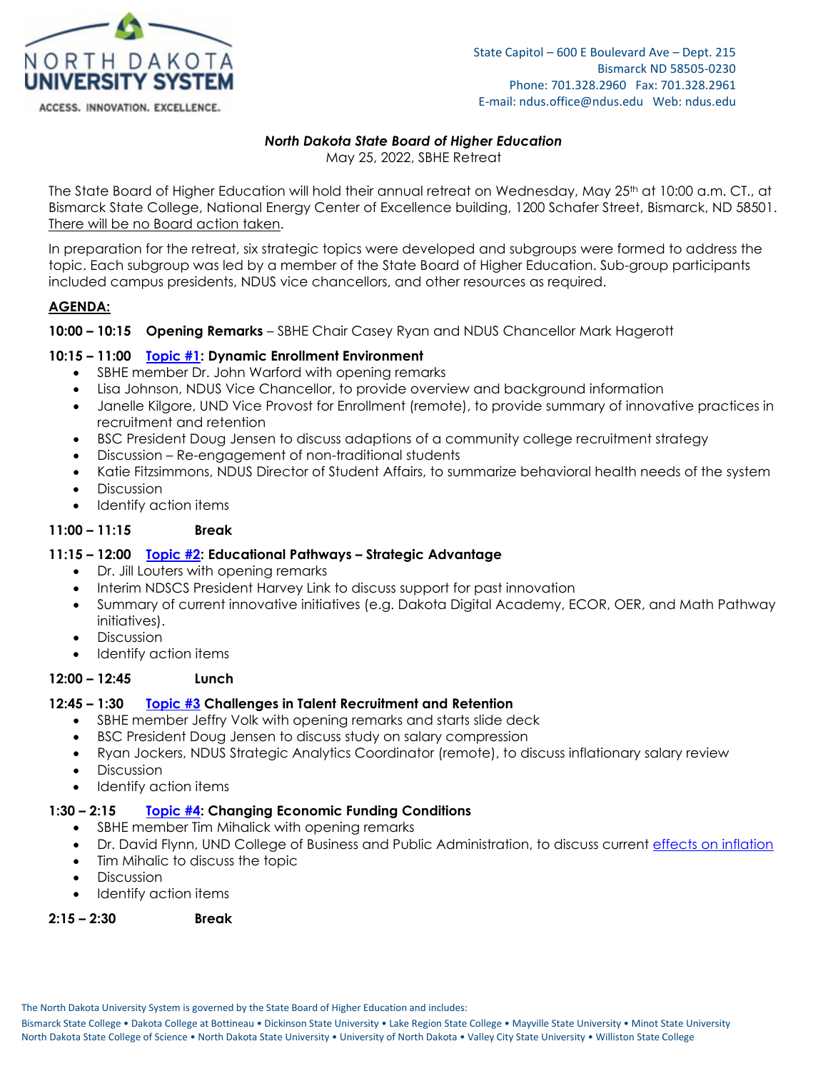NORTH DAKOTA UNIVERSITY SYSTEM
ACCESS. INNOVATION. EXCELLENCE.

State Capitol – 600 E Boulevard Ave – Dept. 215
Bismarck ND 58505-0230
Phone: 701.328.2960 Fax: 701.328.2961
E-mail: ndus.office@ndus.edu Web: ndus.edu

***North Dakota State Board of Higher Education***
May 25, 2022, SBHE Retreat

The State Board of Higher Education will hold their annual retreat on Wednesday, May 25th at 10:00 a.m. CT., at Bismarck State College, National Energy Center of Excellence building, 1200 Schafer Street, Bismarck, ND 58501. There will be no Board action taken.

In preparation for the retreat, six strategic topics were developed and subgroups were formed to address the topic. Each subgroup was led by a member of the State Board of Higher Education. Sub-group participants included campus presidents, NDUS vice chancellors, and other resources as required.

**AGENDA:**

**10:00 – 10:15 Opening Remarks** – SBHE Chair Casey Ryan and NDUS Chancellor Mark Hagerott

**10:15 – 11:00 Topic #1: Dynamic Enrollment Environment**
- SBHE member Dr. John Warford with opening remarks
- Lisa Johnson, NDUS Vice Chancellor, to provide overview and background information
- Janelle Kilgore, UND Vice Provost for Enrollment (remote), to provide summary of innovative practices in recruitment and retention
- BSC President Doug Jensen to discuss adaptions of a community college recruitment strategy
- Discussion – Re-engagement of non-traditional students
- Katie Fitzsimmons, NDUS Director of Student Affairs, to summarize behavioral health needs of the system
- Discussion
- Identify action items

**11:00 – 11:15 Break**

**11:15 – 12:00 Topic #2: Educational Pathways – Strategic Advantage**
- Dr. Jill Louters with opening remarks
- Interim NDSCS President Harvey Link to discuss support for past innovation
- Summary of current innovative initiatives (e.g. Dakota Digital Academy, ECOR, OER, and Math Pathway initiatives).
- Discussion
- Identify action items

**12:00 – 12:45 Lunch**

**12:45 – 1:30 Topic #3 Challenges in Talent Recruitment and Retention**
- SBHE member Jeffry Volk with opening remarks and starts slide deck
- BSC President Doug Jensen to discuss study on salary compression
- Ryan Jockers, NDUS Strategic Analytics Coordinator (remote), to discuss inflationary salary review
- Discussion
- Identify action items

**1:30 – 2:15 Topic #4: Changing Economic Funding Conditions**
- SBHE member Tim Mihalick with opening remarks
- Dr. David Flynn, UND College of Business and Public Administration, to discuss current effects on inflation
- Tim Mihalic to discuss the topic
- Discussion
- Identify action items

**2:15 – 2:30 Break**

The North Dakota University System is governed by the State Board of Higher Education and includes:
Bismarck State College • Dakota College at Bottineau • Dickinson State University • Lake Region State College • Mayville State University • Minot State University
North Dakota State College of Science • North Dakota State University • University of North Dakota • Valley City State University • Williston State College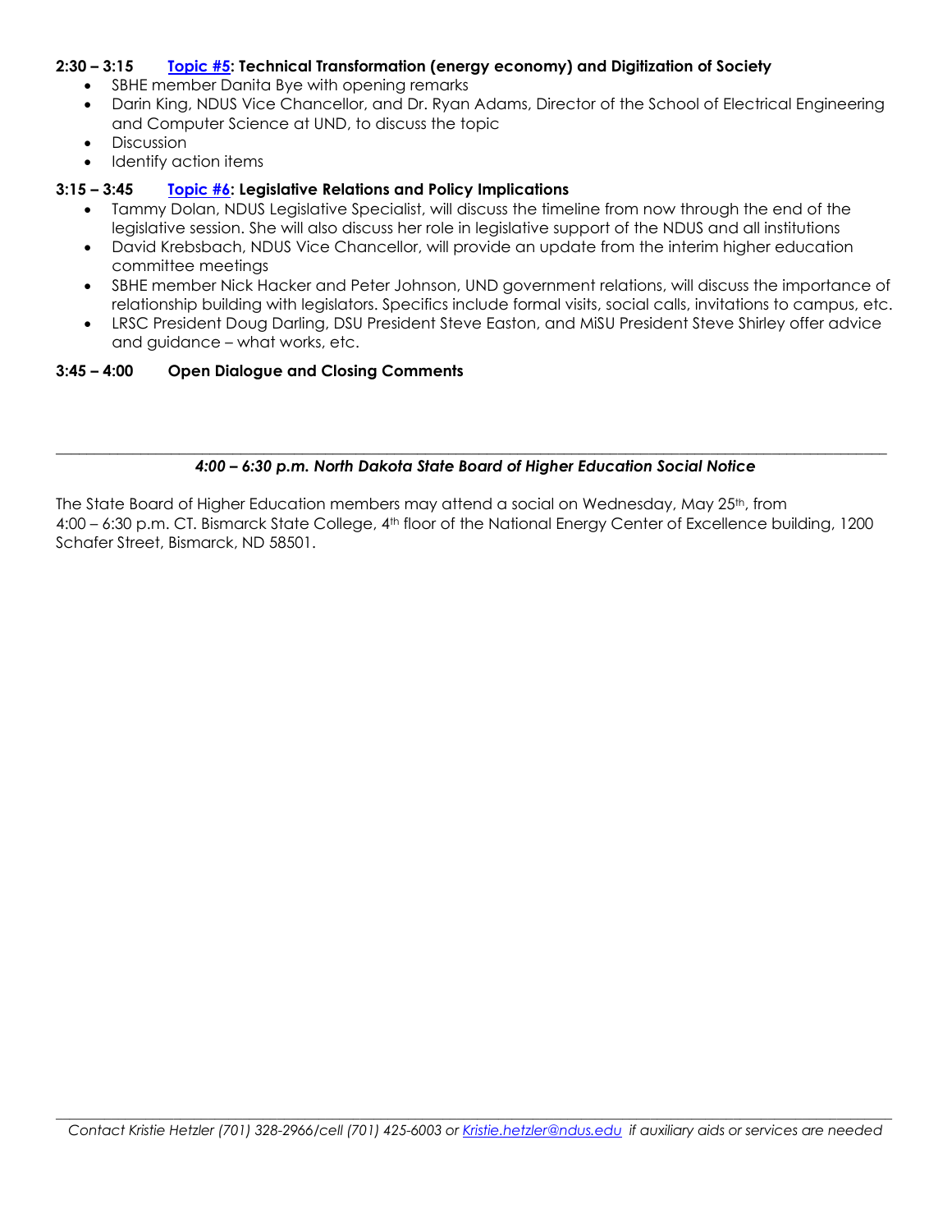**2:30 – 3:15 [Topic #5](): Technical Transformation (energy economy) and Digitization of Society**

- SBHE member Danita Bye with opening remarks
- Darin King, NDUS Vice Chancellor, and Dr. Ryan Adams, Director of the School of Electrical Engineering and Computer Science at UND, to discuss the topic
- Discussion
- Identify action items

**3:15 – 3:45 [Topic #6](): Legislative Relations and Policy Implications**

- Tammy Dolan, NDUS Legislative Specialist, will discuss the timeline from now through the end of the legislative session. She will also discuss her role in legislative support of the NDUS and all institutions
- David Krebsbach, NDUS Vice Chancellor, will provide an update from the interim higher education committee meetings
- SBHE member Nick Hacker and Peter Johnson, UND government relations, will discuss the importance of relationship building with legislators. Specifics include formal visits, social calls, invitations to campus, etc.
- LRSC President Doug Darling, DSU President Steve Easton, and MiSU President Steve Shirley offer advice and guidance – what works, etc.

**3:45 – 4:00 Open Dialogue and Closing Comments**

---

***4:00 – 6:30 p.m. North Dakota State Board of Higher Education Social Notice***

The State Board of Higher Education members may attend a social on Wednesday, May 25th, from 4:00 – 6:30 p.m. CT. Bismarck State College, 4th floor of the National Energy Center of Excellence building, 1200 Schafer Street, Bismarck, ND 58501.

---

*Contact Kristie Hetzler (701) 328-2966/cell (701) 425-6003 or [Kristie.hetzler@ndus.edu](mailto:Kristie.hetzler@ndus.edu) if auxiliary aids or services are needed*